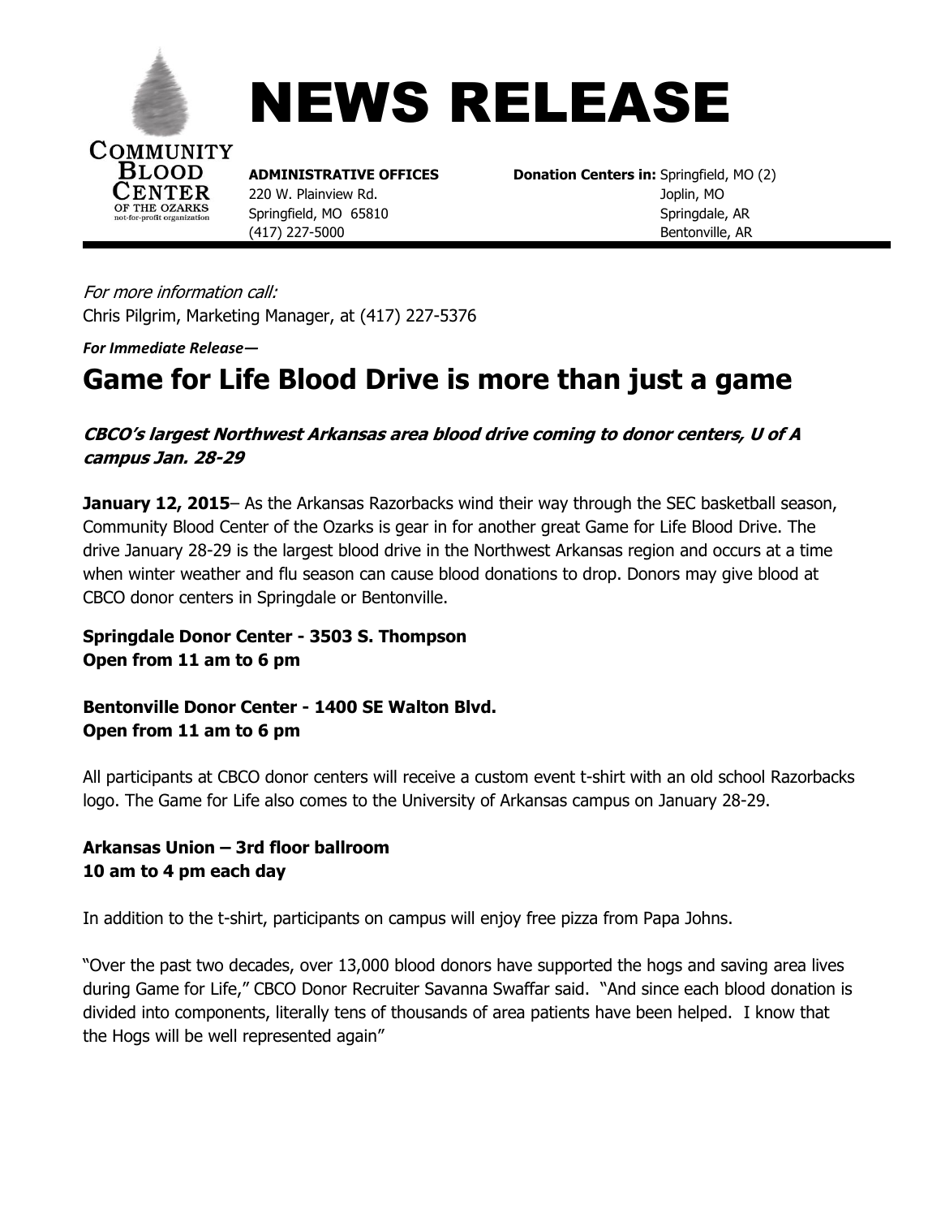# NEWS RELEASE

COMMUNITY BLOOD CENTER OF THE OZARKS
not-for-profit organization

**ADMINISTRATIVE OFFICES**
220 W. Plainview Rd.
Springfield, MO 65810
(417) 227-5000

**Donation Centers in:** Springfield, MO (2)
Joplin, MO
Springdale, AR
Bentonville, AR

*For more information call:*
Chris Pilgrim, Marketing Manager, at (417) 227-5376

***For Immediate Release—***

# Game for Life Blood Drive is more than just a game

***CBCO's largest Northwest Arkansas area blood drive coming to donor centers, U of A campus Jan. 28-29***

**January 12, 2015**– As the Arkansas Razorbacks wind their way through the SEC basketball season, Community Blood Center of the Ozarks is gear in for another great Game for Life Blood Drive. The drive January 28-29 is the largest blood drive in the Northwest Arkansas region and occurs at a time when winter weather and flu season can cause blood donations to drop. Donors may give blood at CBCO donor centers in Springdale or Bentonville.

**Springdale Donor Center - 3503 S. Thompson**
**Open from 11 am to 6 pm**

**Bentonville Donor Center - 1400 SE Walton Blvd.**
**Open from 11 am to 6 pm**

All participants at CBCO donor centers will receive a custom event t-shirt with an old school Razorbacks logo. The Game for Life also comes to the University of Arkansas campus on January 28-29.

**Arkansas Union – 3rd floor ballroom**
**10 am to 4 pm each day**

In addition to the t-shirt, participants on campus will enjoy free pizza from Papa Johns.

"Over the past two decades, over 13,000 blood donors have supported the hogs and saving area lives during Game for Life," CBCO Donor Recruiter Savanna Swaffar said. "And since each blood donation is divided into components, literally tens of thousands of area patients have been helped. I know that the Hogs will be well represented again"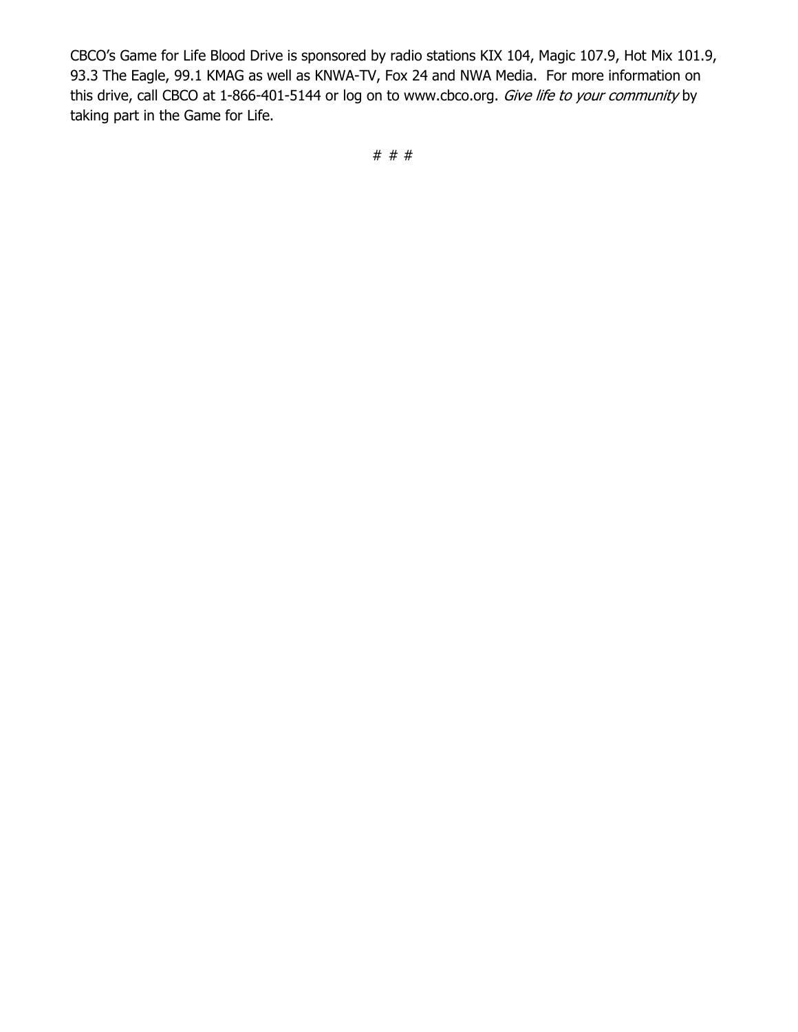CBCO's Game for Life Blood Drive is sponsored by radio stations KIX 104, Magic 107.9, Hot Mix 101.9, 93.3 The Eagle, 99.1 KMAG as well as KNWA-TV, Fox 24 and NWA Media. For more information on this drive, call CBCO at 1-866-401-5144 or log on to www.cbco.org. *Give life to your community* by taking part in the Game for Life.

# # #